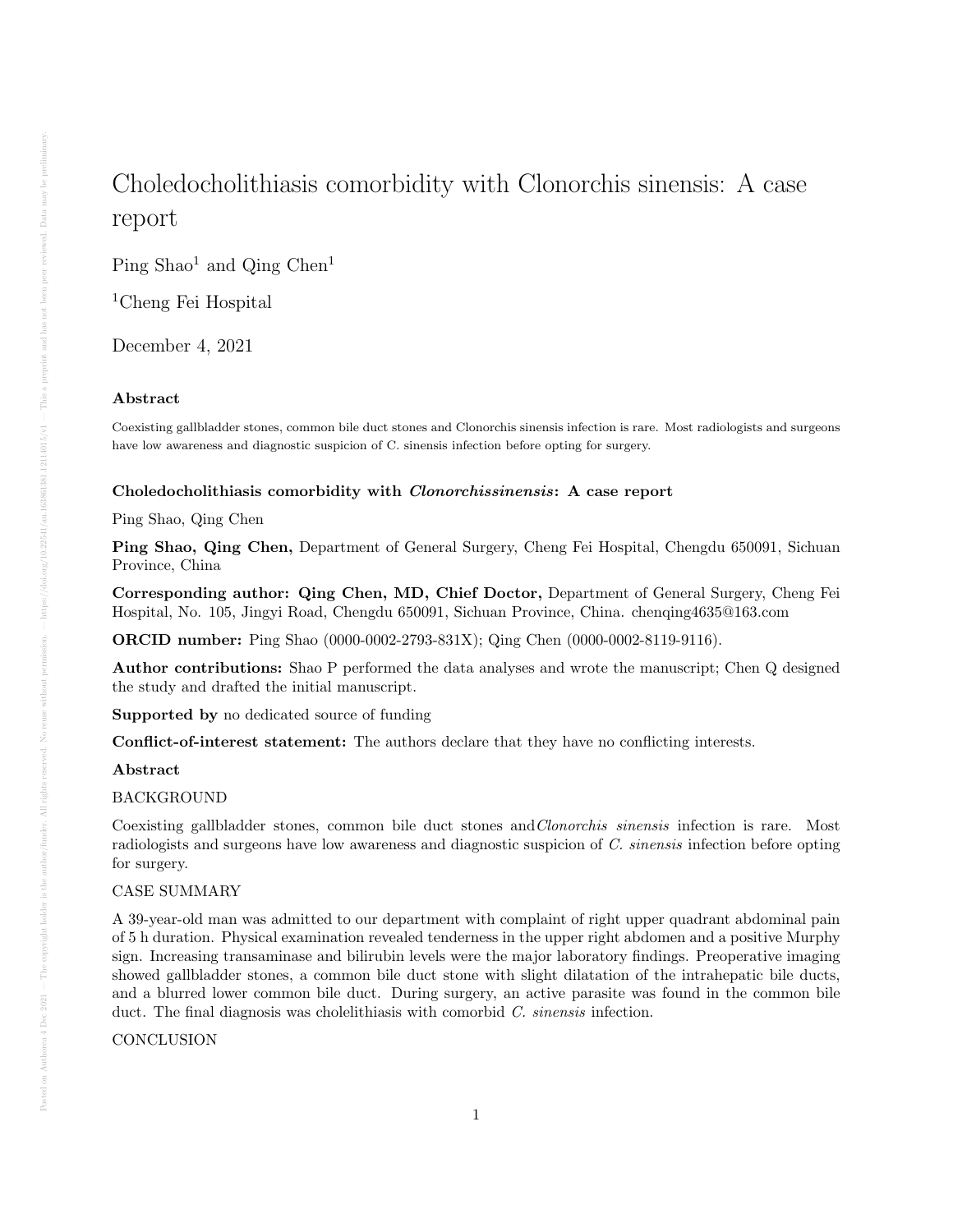# Choledocholithiasis comorbidity with Clonorchis sinensis: A case report

Ping Shao[1] and Qing Chen[1]

[1]Cheng Fei Hospital

December 4, 2021

## Abstract

Coexisting gallbladder stones, common bile duct stones and Clonorchis sinensis infection is rare. Most radiologists and surgeons have low awareness and diagnostic suspicion of C. sinensis infection before opting for surgery.

**Choledocholithiasis comorbidity with *Clonorchissinensis*: A case report**

Ping Shao, Qing Chen

**Ping Shao, Qing Chen,** Department of General Surgery, Cheng Fei Hospital, Chengdu 650091, Sichuan Province, China

**Corresponding author: Qing Chen, MD, Chief Doctor,** Department of General Surgery, Cheng Fei Hospital, No. 105, Jingyi Road, Chengdu 650091, Sichuan Province, China. chenqing4635@163.com

**ORCID number:** Ping Shao (0000-0002-2793-831X); Qing Chen (0000-0002-8119-9116).

**Author contributions:** Shao P performed the data analyses and wrote the manuscript; Chen Q designed the study and drafted the initial manuscript.

**Supported by** no dedicated source of funding

**Conflict-of-interest statement:** The authors declare that they have no conflicting interests.

**Abstract**

BACKGROUND

Coexisting gallbladder stones, common bile duct stones and*Clonorchis sinensis* infection is rare. Most radiologists and surgeons have low awareness and diagnostic suspicion of *C. sinensis* infection before opting for surgery.

CASE SUMMARY

A 39-year-old man was admitted to our department with complaint of right upper quadrant abdominal pain of 5 h duration. Physical examination revealed tenderness in the upper right abdomen and a positive Murphy sign. Increasing transaminase and bilirubin levels were the major laboratory findings. Preoperative imaging showed gallbladder stones, a common bile duct stone with slight dilatation of the intrahepatic bile ducts, and a blurred lower common bile duct. During surgery, an active parasite was found in the common bile duct. The final diagnosis was cholelithiasis with comorbid *C. sinensis* infection.

CONCLUSION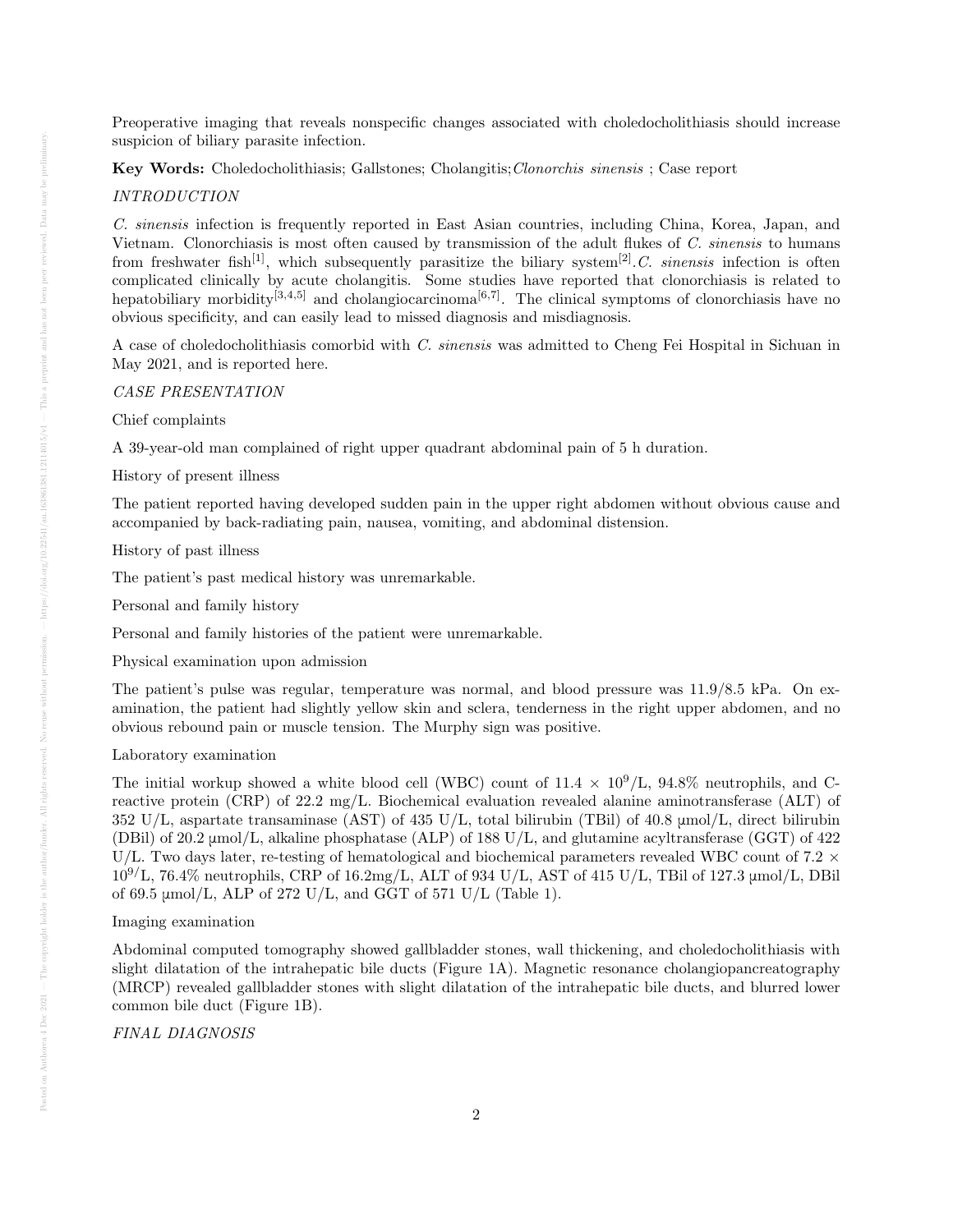Preoperative imaging that reveals nonspecific changes associated with choledocholithiasis should increase suspicion of biliary parasite infection.

**Key Words:** Choledocholithiasis; Gallstones; Cholangitis; *Clonorchis sinensis* ; Case report

*INTRODUCTION*

*C. sinensis* infection is frequently reported in East Asian countries, including China, Korea, Japan, and Vietnam. Clonorchiasis is most often caused by transmission of the adult flukes of *C. sinensis* to humans from freshwater fish[1], which subsequently parasitize the biliary system[2]. *C. sinensis* infection is often complicated clinically by acute cholangitis. Some studies have reported that clonorchiasis is related to hepatobiliary morbidity[3,4,5] and cholangiocarcinoma[6,7]. The clinical symptoms of clonorchiasis have no obvious specificity, and can easily lead to missed diagnosis and misdiagnosis.

A case of choledocholithiasis comorbid with *C. sinensis* was admitted to Cheng Fei Hospital in Sichuan in May 2021, and is reported here.

*CASE PRESENTATION*

Chief complaints

A 39-year-old man complained of right upper quadrant abdominal pain of 5 h duration.

History of present illness

The patient reported having developed sudden pain in the upper right abdomen without obvious cause and accompanied by back-radiating pain, nausea, vomiting, and abdominal distension.

History of past illness

The patient's past medical history was unremarkable.

Personal and family history

Personal and family histories of the patient were unremarkable.

Physical examination upon admission

The patient's pulse was regular, temperature was normal, and blood pressure was 11.9/8.5 kPa. On examination, the patient had slightly yellow skin and sclera, tenderness in the right upper abdomen, and no obvious rebound pain or muscle tension. The Murphy sign was positive.

Laboratory examination

The initial workup showed a white blood cell (WBC) count of $11.4 \times 10^9$/L, 94.8% neutrophils, and C-reactive protein (CRP) of 22.2 mg/L. Biochemical evaluation revealed alanine aminotransferase (ALT) of 352 U/L, aspartate transaminase (AST) of 435 U/L, total bilirubin (TBil) of 40.8 μmol/L, direct bilirubin (DBil) of 20.2 μmol/L, alkaline phosphatase (ALP) of 188 U/L, and glutamine acyltransferase (GGT) of 422 U/L. Two days later, re-testing of hematological and biochemical parameters revealed WBC count of $7.2 \times 10^9$/L, 76.4% neutrophils, CRP of 16.2mg/L, ALT of 934 U/L, AST of 415 U/L, TBil of 127.3 μmol/L, DBil of 69.5 μmol/L, ALP of 272 U/L, and GGT of 571 U/L (Table 1).

Imaging examination

Abdominal computed tomography showed gallbladder stones, wall thickening, and choledocholithiasis with slight dilatation of the intrahepatic bile ducts (Figure 1A). Magnetic resonance cholangiopancreatography (MRCP) revealed gallbladder stones with slight dilatation of the intrahepatic bile ducts, and blurred lower common bile duct (Figure 1B).

*FINAL DIAGNOSIS*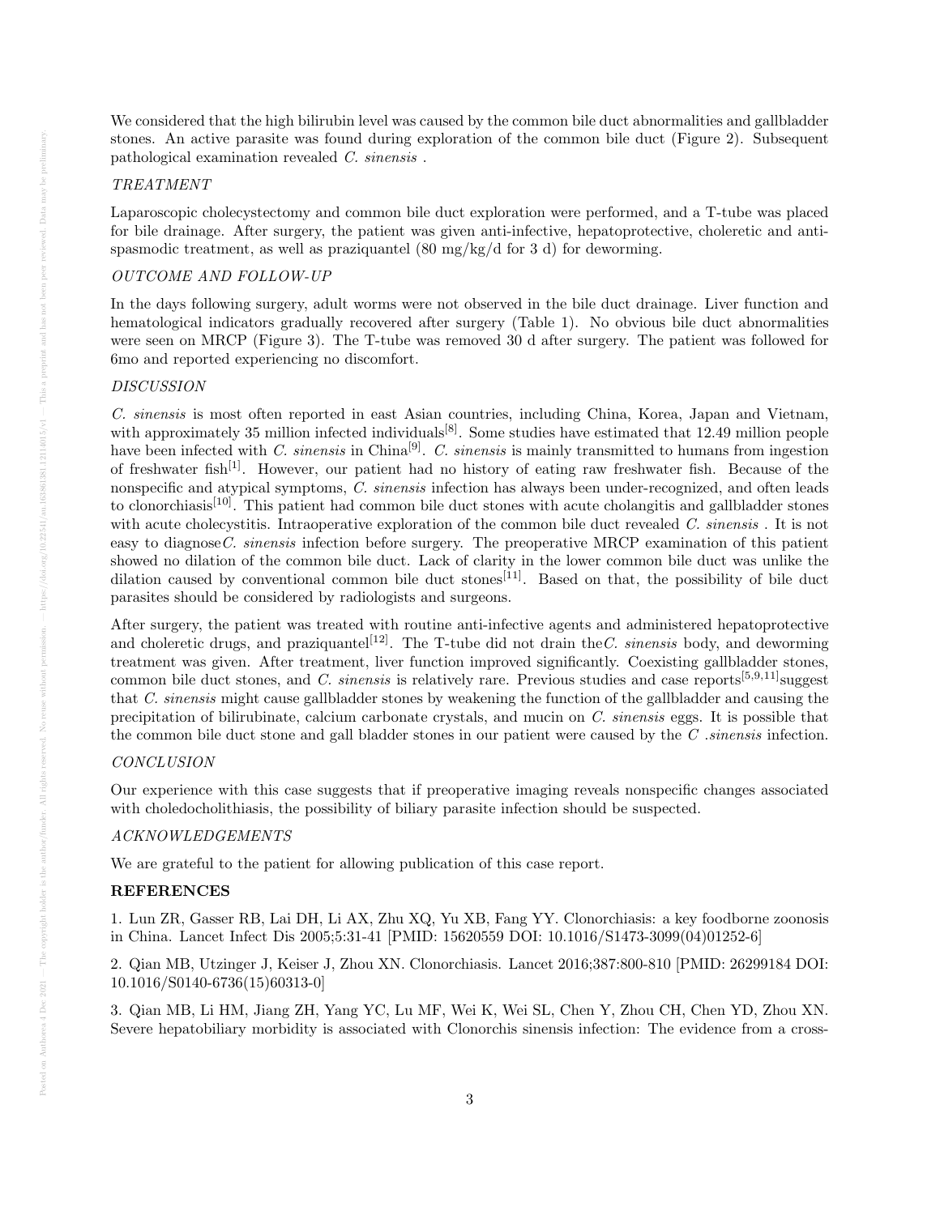We considered that the high bilirubin level was caused by the common bile duct abnormalities and gallbladder stones. An active parasite was found during exploration of the common bile duct (Figure 2). Subsequent pathological examination revealed *C. sinensis* .

*TREATMENT*

Laparoscopic cholecystectomy and common bile duct exploration were performed, and a T-tube was placed for bile drainage. After surgery, the patient was given anti-infective, hepatoprotective, choleretic and anti-spasmodic treatment, as well as praziquantel (80 mg/kg/d for 3 d) for deworming.

*OUTCOME AND FOLLOW-UP*

In the days following surgery, adult worms were not observed in the bile duct drainage. Liver function and hematological indicators gradually recovered after surgery (Table 1). No obvious bile duct abnormalities were seen on MRCP (Figure 3). The T-tube was removed 30 d after surgery. The patient was followed for 6mo and reported experiencing no discomfort.

*DISCUSSION*

*C. sinensis* is most often reported in east Asian countries, including China, Korea, Japan and Vietnam, with approximately 35 million infected individuals[8]. Some studies have estimated that 12.49 million people have been infected with *C. sinensis* in China[9]. *C. sinensis* is mainly transmitted to humans from ingestion of freshwater fish[1]. However, our patient had no history of eating raw freshwater fish. Because of the nonspecific and atypical symptoms, *C. sinensis* infection has always been under-recognized, and often leads to clonorchiasis[10]. This patient had common bile duct stones with acute cholangitis and gallbladder stones with acute cholecystitis. Intraoperative exploration of the common bile duct revealed *C. sinensis* . It is not easy to diagnose*C. sinensis* infection before surgery. The preoperative MRCP examination of this patient showed no dilation of the common bile duct. Lack of clarity in the lower common bile duct was unlike the dilation caused by conventional common bile duct stones[11]. Based on that, the possibility of bile duct parasites should be considered by radiologists and surgeons.

After surgery, the patient was treated with routine anti-infective agents and administered hepatoprotective and choleretic drugs, and praziquantel[12]. The T-tube did not drain the*C. sinensis* body, and deworming treatment was given. After treatment, liver function improved significantly. Coexisting gallbladder stones, common bile duct stones, and *C. sinensis* is relatively rare. Previous studies and case reports[5,9,11]suggest that *C. sinensis* might cause gallbladder stones by weakening the function of the gallbladder and causing the precipitation of bilirubinate, calcium carbonate crystals, and mucin on *C. sinensis* eggs. It is possible that the common bile duct stone and gall bladder stones in our patient were caused by the *C .sinensis* infection.

*CONCLUSION*

Our experience with this case suggests that if preoperative imaging reveals nonspecific changes associated with choledocholithiasis, the possibility of biliary parasite infection should be suspected.

*ACKNOWLEDGEMENTS*

We are grateful to the patient for allowing publication of this case report.

## REFERENCES

1. Lun ZR, Gasser RB, Lai DH, Li AX, Zhu XQ, Yu XB, Fang YY. Clonorchiasis: a key foodborne zoonosis in China. Lancet Infect Dis 2005;5:31-41 [PMID: 15620559 DOI: 10.1016/S1473-3099(04)01252-6]

2. Qian MB, Utzinger J, Keiser J, Zhou XN. Clonorchiasis. Lancet 2016;387:800-810 [PMID: 26299184 DOI: 10.1016/S0140-6736(15)60313-0]

3. Qian MB, Li HM, Jiang ZH, Yang YC, Lu MF, Wei K, Wei SL, Chen Y, Zhou CH, Chen YD, Zhou XN. Severe hepatobiliary morbidity is associated with Clonorchis sinensis infection: The evidence from a cross-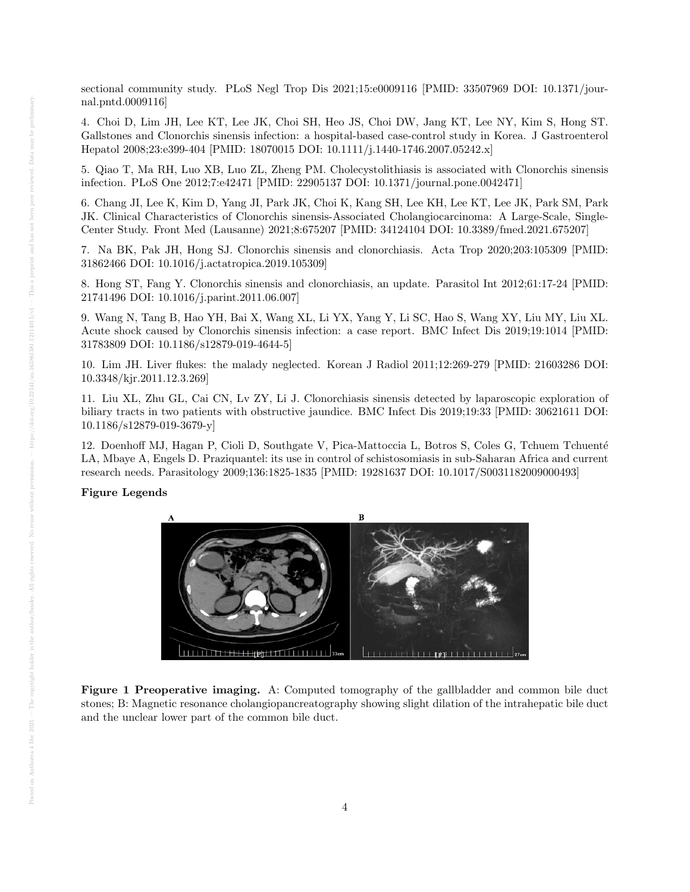sectional community study. PLoS Negl Trop Dis 2021;15:e0009116 [PMID: 33507969 DOI: 10.1371/journal.pntd.0009116]

4. Choi D, Lim JH, Lee KT, Lee JK, Choi SH, Heo JS, Choi DW, Jang KT, Lee NY, Kim S, Hong ST. Gallstones and Clonorchis sinensis infection: a hospital-based case-control study in Korea. J Gastroenterol Hepatol 2008;23:e399-404 [PMID: 18070015 DOI: 10.1111/j.1440-1746.2007.05242.x]

5. Qiao T, Ma RH, Luo XB, Luo ZL, Zheng PM. Cholecystolithiasis is associated with Clonorchis sinensis infection. PLoS One 2012;7:e42471 [PMID: 22905137 DOI: 10.1371/journal.pone.0042471]

6. Chang JI, Lee K, Kim D, Yang JI, Park JK, Choi K, Kang SH, Lee KH, Lee KT, Lee JK, Park SM, Park JK. Clinical Characteristics of Clonorchis sinensis-Associated Cholangiocarcinoma: A Large-Scale, Single-Center Study. Front Med (Lausanne) 2021;8:675207 [PMID: 34124104 DOI: 10.3389/fmed.2021.675207]

7. Na BK, Pak JH, Hong SJ. Clonorchis sinensis and clonorchiasis. Acta Trop 2020;203:105309 [PMID: 31862466 DOI: 10.1016/j.actatropica.2019.105309]

8. Hong ST, Fang Y. Clonorchis sinensis and clonorchiasis, an update. Parasitol Int 2012;61:17-24 [PMID: 21741496 DOI: 10.1016/j.parint.2011.06.007]

9. Wang N, Tang B, Hao YH, Bai X, Wang XL, Li YX, Yang Y, Li SC, Hao S, Wang XY, Liu MY, Liu XL. Acute shock caused by Clonorchis sinensis infection: a case report. BMC Infect Dis 2019;19:1014 [PMID: 31783809 DOI: 10.1186/s12879-019-4644-5]

10. Lim JH. Liver flukes: the malady neglected. Korean J Radiol 2011;12:269-279 [PMID: 21603286 DOI: 10.3348/kjr.2011.12.3.269]

11. Liu XL, Zhu GL, Cai CN, Lv ZY, Li J. Clonorchiasis sinensis detected by laparoscopic exploration of biliary tracts in two patients with obstructive jaundice. BMC Infect Dis 2019;19:33 [PMID: 30621611 DOI: 10.1186/s12879-019-3679-y]

12. Doenhoff MJ, Hagan P, Cioli D, Southgate V, Pica-Mattoccia L, Botros S, Coles G, Tchuem Tchuenté LA, Mbaye A, Engels D. Praziquantel: its use in control of schistosomiasis in sub-Saharan Africa and current research needs. Parasitology 2009;136:1825-1835 [PMID: 19281637 DOI: 10.1017/S0031182009000493]

**Figure Legends**

**Figure 1 Preoperative imaging.** A: Computed tomography of the gallbladder and common bile duct stones; B: Magnetic resonance cholangiopancreatography showing slight dilation of the intrahepatic bile duct and the unclear lower part of the common bile duct.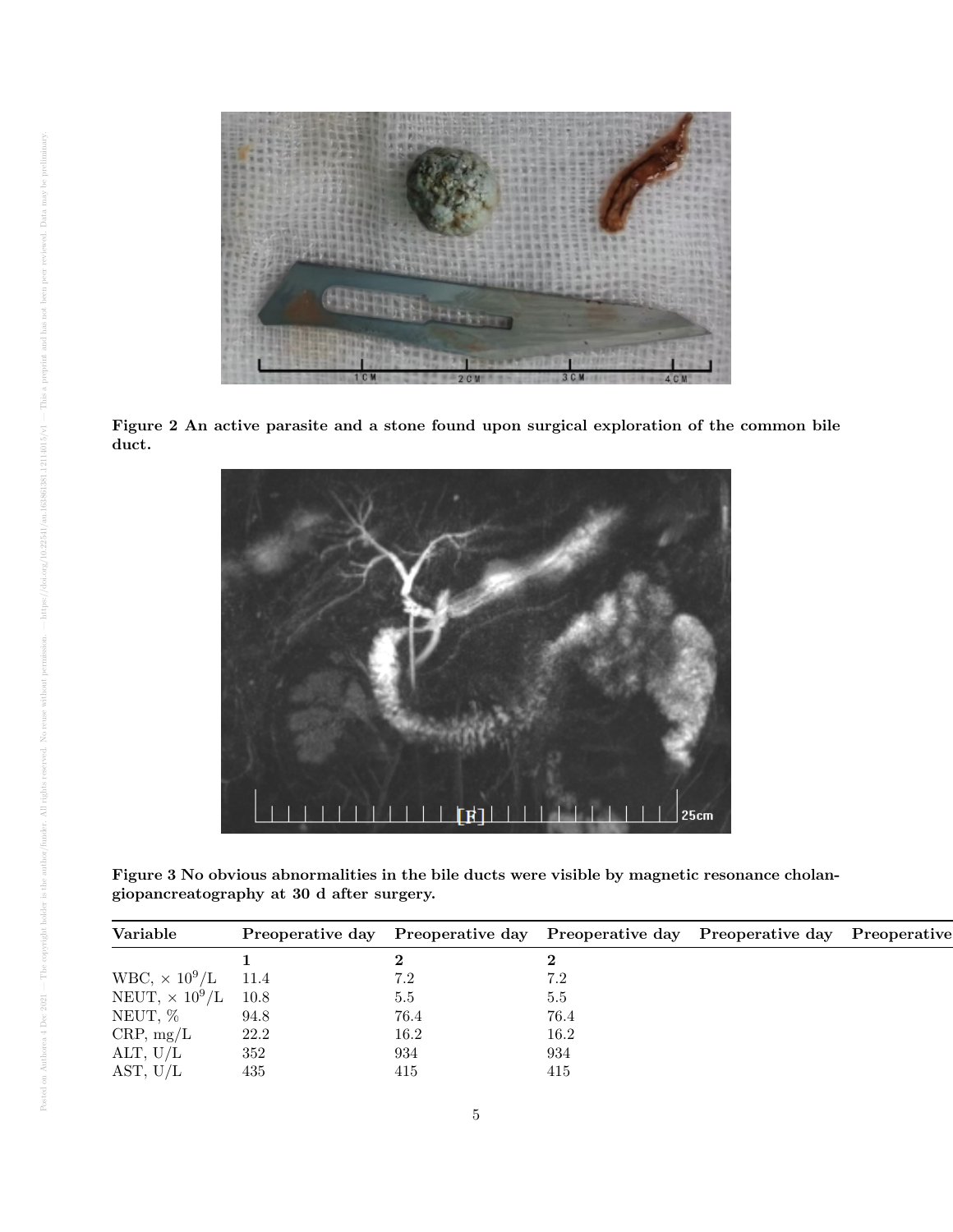Figure 2 An active parasite and a stone found upon surgical exploration of the common bile duct.

Figure 3 No obvious abnormalities in the bile ducts were visible by magnetic resonance cholangiopancreatography at 30 d after surgery.

| Variable | Preoperative day | Preoperative day | Preoperative day | Preoperative day | Preoperative |
|---|---|---|---|---|---|
| | **1** | **2** | **2** | | |
| WBC, $\times 10^9$/L | 11.4 | 7.2 | 7.2 | | |
| NEUT, $\times 10^9$/L | 10.8 | 5.5 | 5.5 | | |
| NEUT, % | 94.8 | 76.4 | 76.4 | | |
| CRP, mg/L | 22.2 | 16.2 | 16.2 | | |
| ALT, U/L | 352 | 934 | 934 | | |
| AST, U/L | 435 | 415 | 415 | | |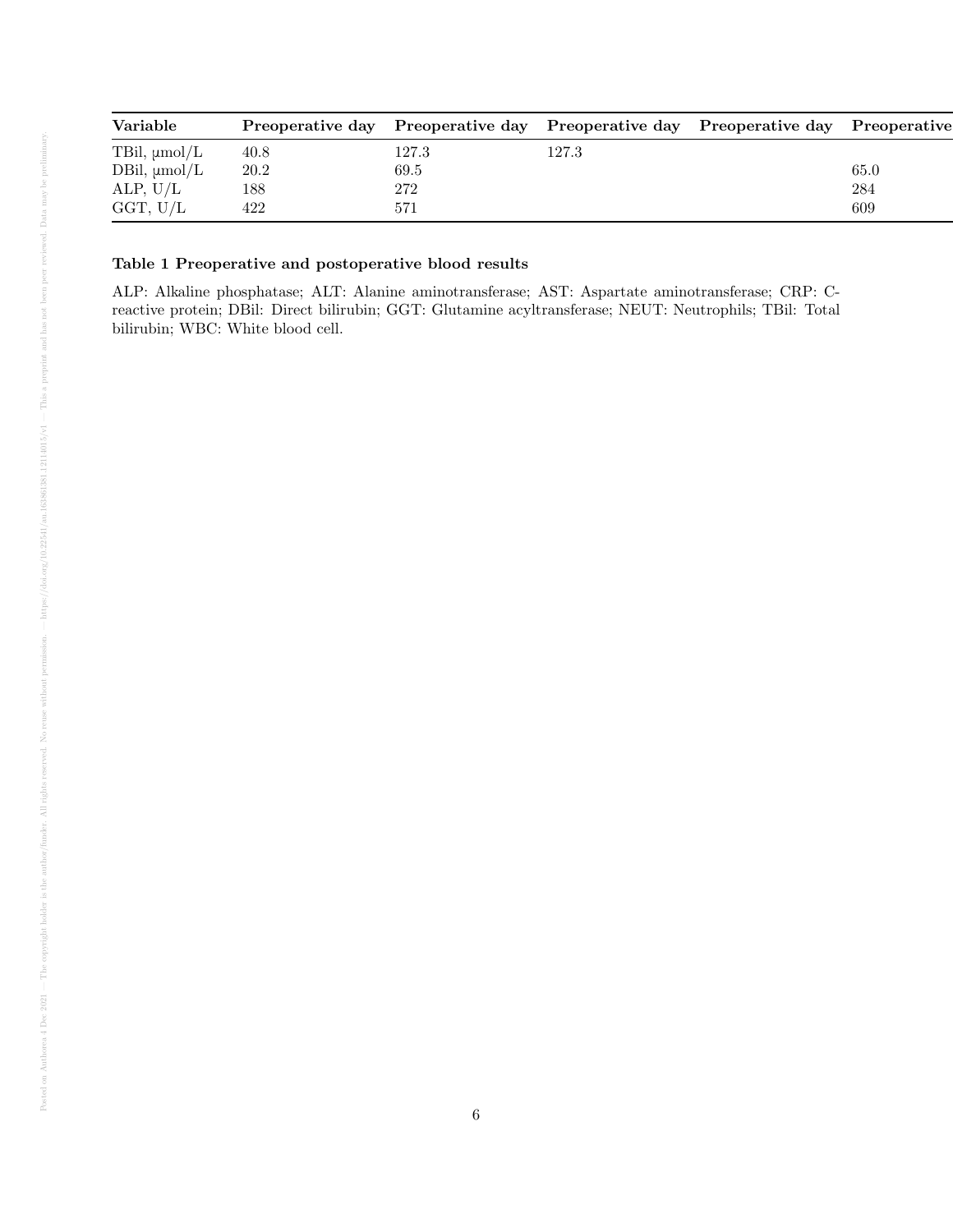| Variable | Preoperative day | Preoperative day | Preoperative day | Preoperative day | Preoperative |
|---|---|---|---|---|---|
| TBil, μmol/L | 40.8 | 127.3 | 127.3 | | |
| DBil, μmol/L | 20.2 | 69.5 | | | 65.0 |
| ALP, U/L | 188 | 272 | | | 284 |
| GGT, U/L | 422 | 571 | | | 609 |

**Table 1 Preoperative and postoperative blood results**

ALP: Alkaline phosphatase; ALT: Alanine aminotransferase; AST: Aspartate aminotransferase; CRP: C-reactive protein; DBil: Direct bilirubin; GGT: Glutamine acyltransferase; NEUT: Neutrophils; TBil: Total bilirubin; WBC: White blood cell.